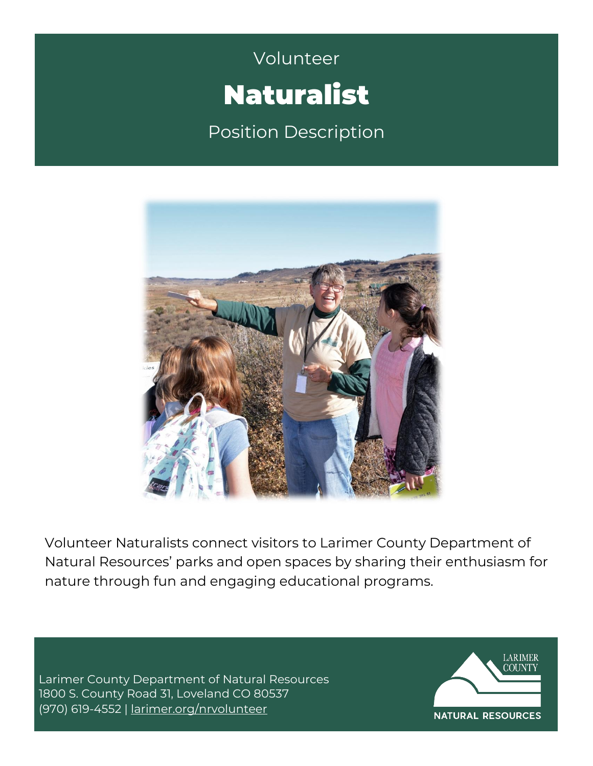Volunteer

# Naturalist

Position Description

Volunteer Naturalists connect visitors to Larimer County Department of Natural Resources' parks and open spaces by sharing their enthusiasm for nature through fun and engaging educational programs.

Larimer County Department of Natural Resources
1800 S. County Road 31, Loveland CO 80537
(970) 619-4552 | [larimer.org/nrvolunteer](https://larimer.org/nrvolunteer)

LARIMER COUNTY
NATURAL RESOURCES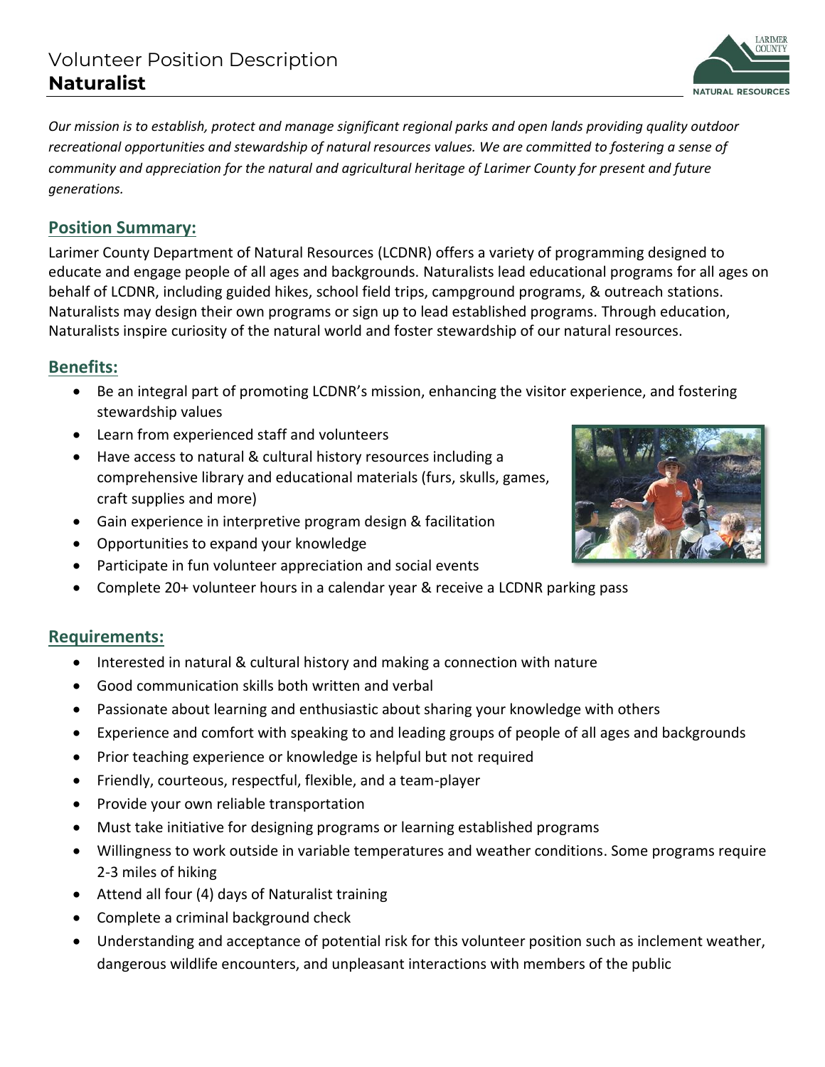# Volunteer Position Description
## **Naturalist**

*Our mission is to establish, protect and manage significant regional parks and open lands providing quality outdoor recreational opportunities and stewardship of natural resources values. We are committed to fostering a sense of community and appreciation for the natural and agricultural heritage of Larimer County for present and future generations.*

## Position Summary:

Larimer County Department of Natural Resources (LCDNR) offers a variety of programming designed to educate and engage people of all ages and backgrounds. Naturalists lead educational programs for all ages on behalf of LCDNR, including guided hikes, school field trips, campground programs, & outreach stations. Naturalists may design their own programs or sign up to lead established programs. Through education, Naturalists inspire curiosity of the natural world and foster stewardship of our natural resources.

## Benefits:

- Be an integral part of promoting LCDNR's mission, enhancing the visitor experience, and fostering stewardship values
- Learn from experienced staff and volunteers
- Have access to natural & cultural history resources including a comprehensive library and educational materials (furs, skulls, games, craft supplies and more)
- Gain experience in interpretive program design & facilitation
- Opportunities to expand your knowledge
- Participate in fun volunteer appreciation and social events
- Complete 20+ volunteer hours in a calendar year & receive a LCDNR parking pass

## Requirements:

- Interested in natural & cultural history and making a connection with nature
- Good communication skills both written and verbal
- Passionate about learning and enthusiastic about sharing your knowledge with others
- Experience and comfort with speaking to and leading groups of people of all ages and backgrounds
- Prior teaching experience or knowledge is helpful but not required
- Friendly, courteous, respectful, flexible, and a team-player
- Provide your own reliable transportation
- Must take initiative for designing programs or learning established programs
- Willingness to work outside in variable temperatures and weather conditions. Some programs require 2-3 miles of hiking
- Attend all four (4) days of Naturalist training
- Complete a criminal background check
- Understanding and acceptance of potential risk for this volunteer position such as inclement weather, dangerous wildlife encounters, and unpleasant interactions with members of the public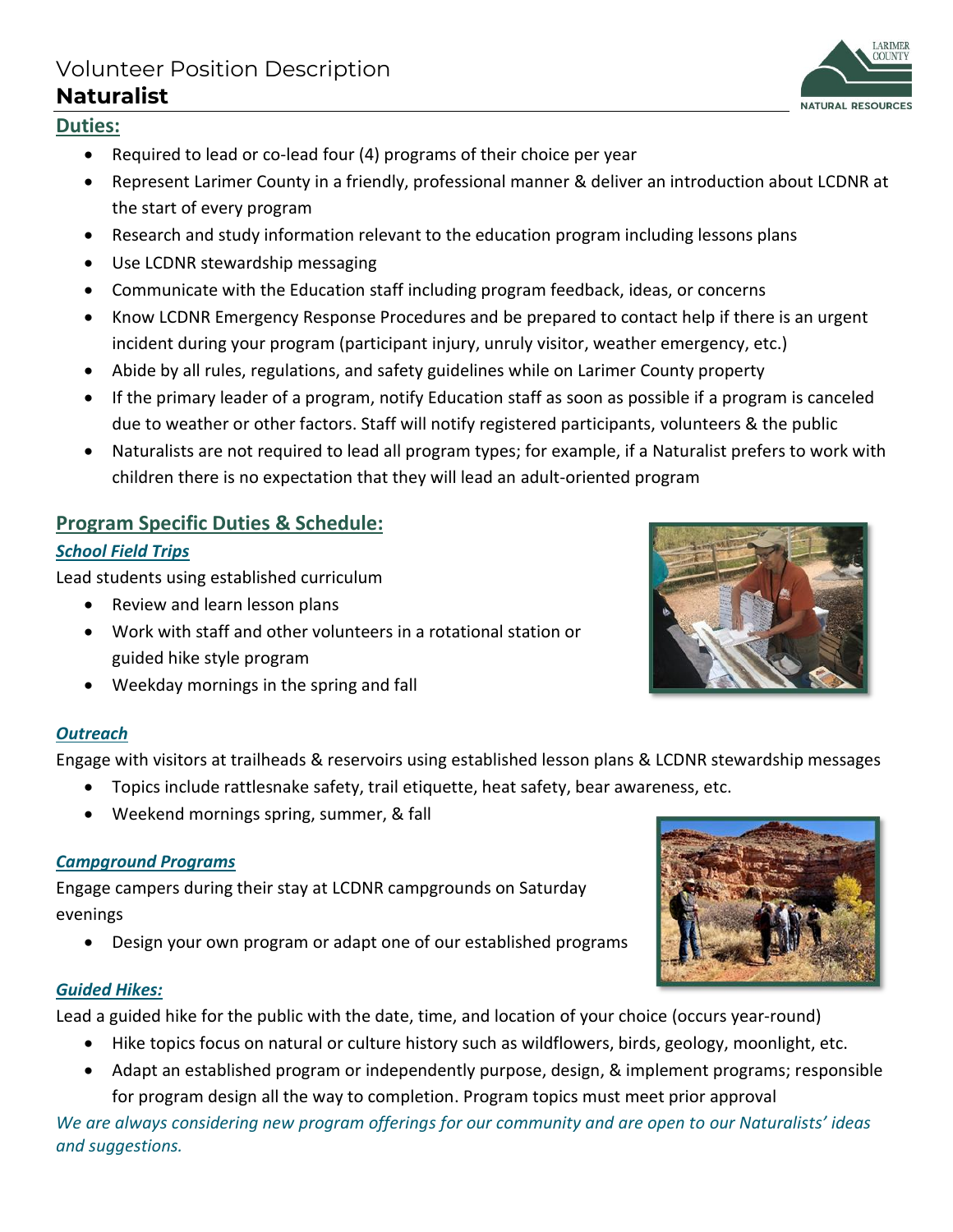Volunteer Position Description

# Naturalist

## Duties:

- Required to lead or co-lead four (4) programs of their choice per year
- Represent Larimer County in a friendly, professional manner & deliver an introduction about LCDNR at the start of every program
- Research and study information relevant to the education program including lessons plans
- Use LCDNR stewardship messaging
- Communicate with the Education staff including program feedback, ideas, or concerns
- Know LCDNR Emergency Response Procedures and be prepared to contact help if there is an urgent incident during your program (participant injury, unruly visitor, weather emergency, etc.)
- Abide by all rules, regulations, and safety guidelines while on Larimer County property
- If the primary leader of a program, notify Education staff as soon as possible if a program is canceled due to weather or other factors. Staff will notify registered participants, volunteers & the public
- Naturalists are not required to lead all program types; for example, if a Naturalist prefers to work with children there is no expectation that they will lead an adult-oriented program

## Program Specific Duties & Schedule:

### *School Field Trips*

Lead students using established curriculum

- Review and learn lesson plans
- Work with staff and other volunteers in a rotational station or guided hike style program
- Weekday mornings in the spring and fall

### *Outreach*

Engage with visitors at trailheads & reservoirs using established lesson plans & LCDNR stewardship messages

- Topics include rattlesnake safety, trail etiquette, heat safety, bear awareness, etc.
- Weekend mornings spring, summer, & fall

### *Campground Programs*

Engage campers during their stay at LCDNR campgrounds on Saturday evenings

- Design your own program or adapt one of our established programs

### *Guided Hikes:*

Lead a guided hike for the public with the date, time, and location of your choice (occurs year-round)

- Hike topics focus on natural or culture history such as wildflowers, birds, geology, moonlight, etc.
- Adapt an established program or independently purpose, design, & implement programs; responsible for program design all the way to completion. Program topics must meet prior approval

*We are always considering new program offerings for our community and are open to our Naturalists' ideas and suggestions.*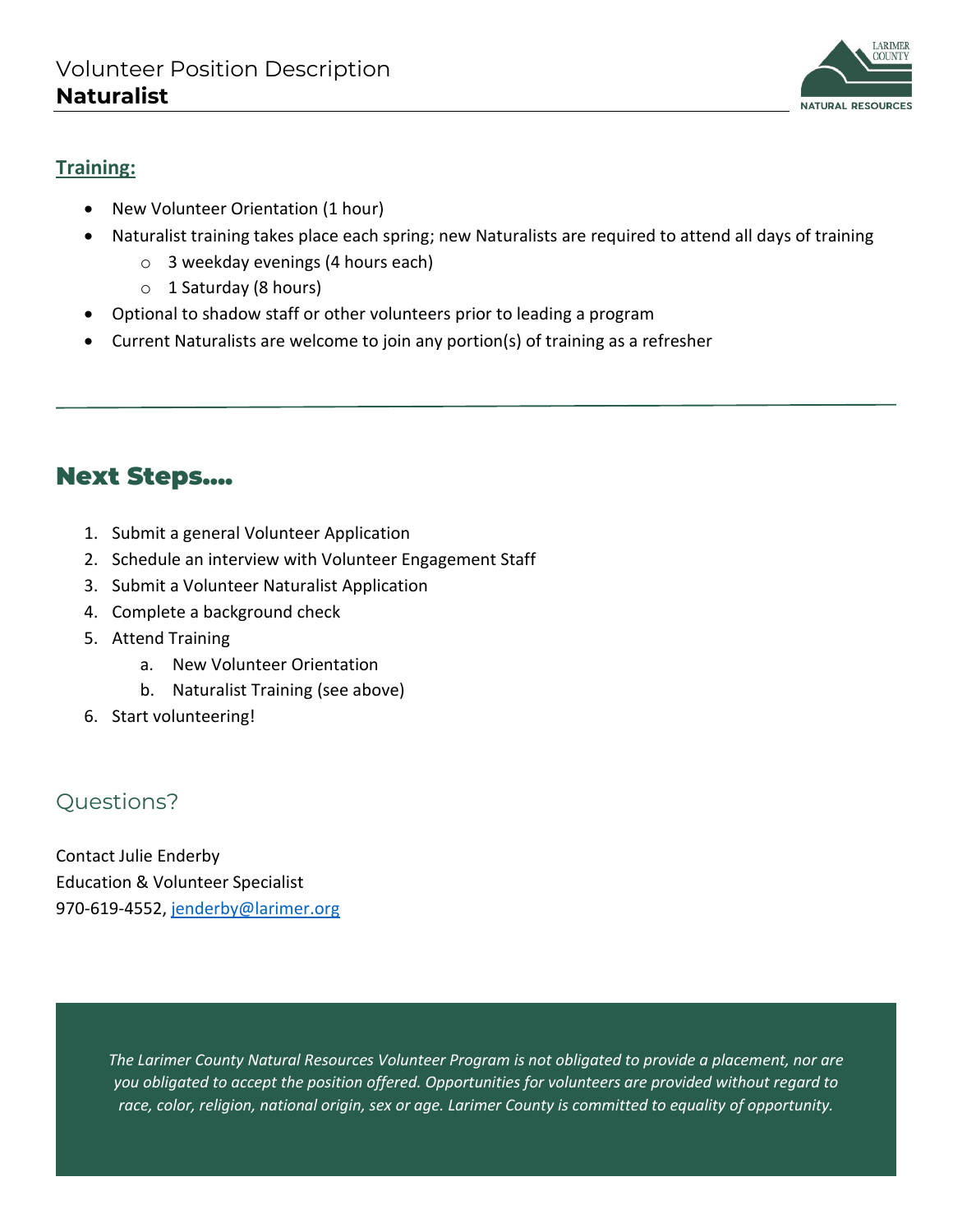## Training:

- New Volunteer Orientation (1 hour)
- Naturalist training takes place each spring; new Naturalists are required to attend all days of training
    - 3 weekday evenings (4 hours each)
    - 1 Saturday (8 hours)
- Optional to shadow staff or other volunteers prior to leading a program
- Current Naturalists are welcome to join any portion(s) of training as a refresher

---

## Next Steps….

1. Submit a general Volunteer Application
2. Schedule an interview with Volunteer Engagement Staff
3. Submit a Volunteer Naturalist Application
4. Complete a background check
5. Attend Training
    a. New Volunteer Orientation
    b. Naturalist Training (see above)
6. Start volunteering!

## Questions?

Contact Julie Enderby
Education & Volunteer Specialist
970-619-4552, jenderby@larimer.org

*The Larimer County Natural Resources Volunteer Program is not obligated to provide a placement, nor are you obligated to accept the position offered. Opportunities for volunteers are provided without regard to race, color, religion, national origin, sex or age. Larimer County is committed to equality of opportunity.*